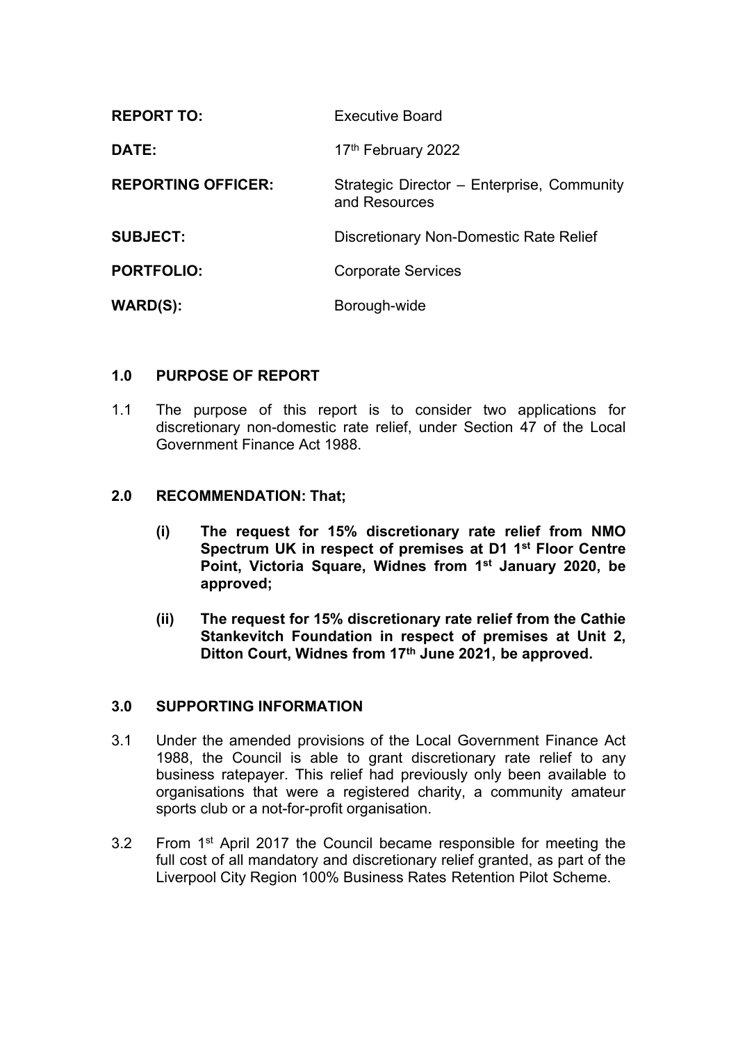| | |
|---|---|
| **REPORT TO:** | Executive Board |
| **DATE:** | 17th February 2022 |
| **REPORTING OFFICER:** | Strategic Director – Enterprise, Community and Resources |
| **SUBJECT:** | Discretionary Non-Domestic Rate Relief |
| **PORTFOLIO:** | Corporate Services |
| **WARD(S):** | Borough-wide |

## 1.0 PURPOSE OF REPORT

1.1 The purpose of this report is to consider two applications for discretionary non-domestic rate relief, under Section 47 of the Local Government Finance Act 1988.

## 2.0 RECOMMENDATION: That;

**(i) The request for 15% discretionary rate relief from NMO Spectrum UK in respect of premises at D1 1st Floor Centre Point, Victoria Square, Widnes from 1st January 2020, be approved;**

**(ii) The request for 15% discretionary rate relief from the Cathie Stankevitch Foundation in respect of premises at Unit 2, Ditton Court, Widnes from 17th June 2021, be approved.**

## 3.0 SUPPORTING INFORMATION

3.1 Under the amended provisions of the Local Government Finance Act 1988, the Council is able to grant discretionary rate relief to any business ratepayer. This relief had previously only been available to organisations that were a registered charity, a community amateur sports club or a not-for-profit organisation.

3.2 From 1st April 2017 the Council became responsible for meeting the full cost of all mandatory and discretionary relief granted, as part of the Liverpool City Region 100% Business Rates Retention Pilot Scheme.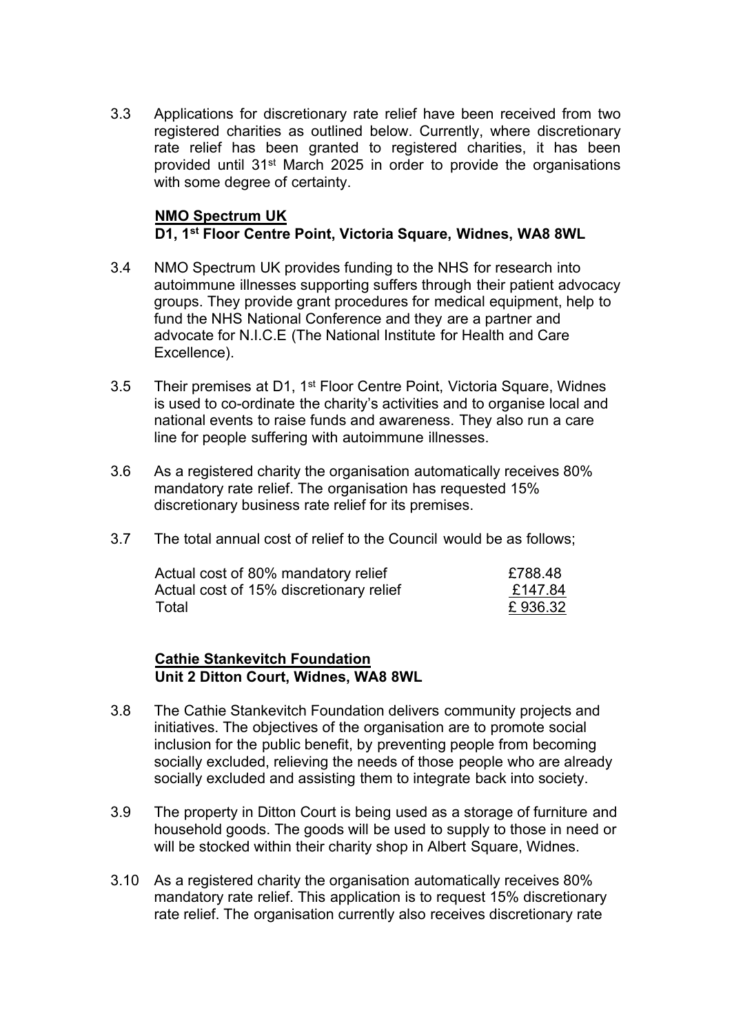3.3 Applications for discretionary rate relief have been received from two registered charities as outlined below. Currently, where discretionary rate relief has been granted to registered charities, it has been provided until 31st March 2025 in order to provide the organisations with some degree of certainty.

**NMO Spectrum UK**
**D1, 1st Floor Centre Point, Victoria Square, Widnes, WA8 8WL**

3.4 NMO Spectrum UK provides funding to the NHS for research into autoimmune illnesses supporting suffers through their patient advocacy groups. They provide grant procedures for medical equipment, help to fund the NHS National Conference and they are a partner and advocate for N.I.C.E (The National Institute for Health and Care Excellence).

3.5 Their premises at D1, 1st Floor Centre Point, Victoria Square, Widnes is used to co-ordinate the charity's activities and to organise local and national events to raise funds and awareness. They also run a care line for people suffering with autoimmune illnesses.

3.6 As a registered charity the organisation automatically receives 80% mandatory rate relief. The organisation has requested 15% discretionary business rate relief for its premises.

3.7 The total annual cost of relief to the Council would be as follows;

| | |
|---|---|
| Actual cost of 80% mandatory relief | £788.48 |
| Actual cost of 15% discretionary relief | £147.84 |
| Total | £ 936.32 |

**Cathie Stankevitch Foundation**
**Unit 2 Ditton Court, Widnes, WA8 8WL**

3.8 The Cathie Stankevitch Foundation delivers community projects and initiatives. The objectives of the organisation are to promote social inclusion for the public benefit, by preventing people from becoming socially excluded, relieving the needs of those people who are already socially excluded and assisting them to integrate back into society.

3.9 The property in Ditton Court is being used as a storage of furniture and household goods. The goods will be used to supply to those in need or will be stocked within their charity shop in Albert Square, Widnes.

3.10 As a registered charity the organisation automatically receives 80% mandatory rate relief. This application is to request 15% discretionary rate relief. The organisation currently also receives discretionary rate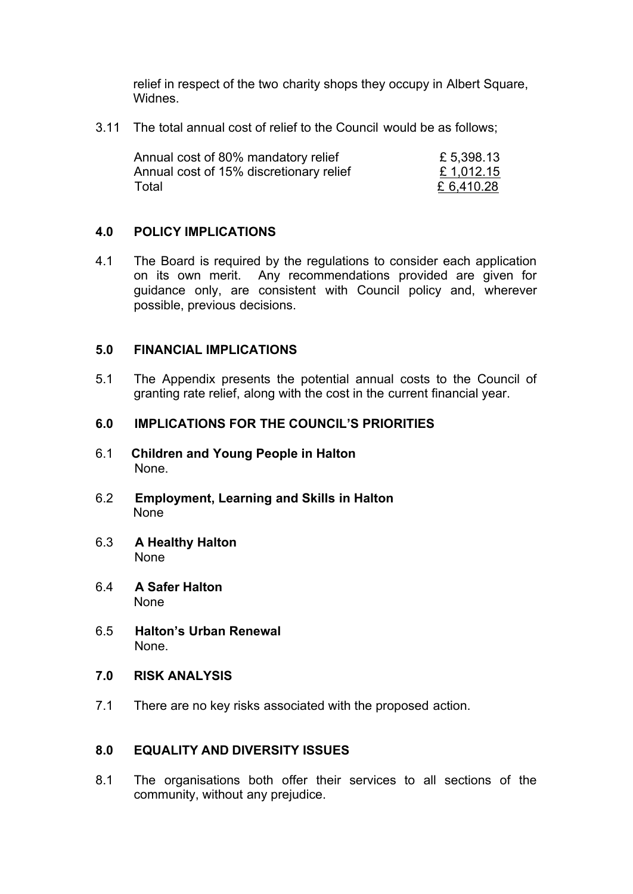relief in respect of the two charity shops they occupy in Albert Square, Widnes.

3.11 The total annual cost of relief to the Council would be as follows;

| | |
|---|---|
| Annual cost of 80% mandatory relief | £ 5,398.13 |
| Annual cost of 15% discretionary relief | £ 1,012.15 |
| Total | £ 6,410.28 |

## 4.0 POLICY IMPLICATIONS

4.1 The Board is required by the regulations to consider each application on its own merit. Any recommendations provided are given for guidance only, are consistent with Council policy and, wherever possible, previous decisions.

## 5.0 FINANCIAL IMPLICATIONS

5.1 The Appendix presents the potential annual costs to the Council of granting rate relief, along with the cost in the current financial year.

## 6.0 IMPLICATIONS FOR THE COUNCIL'S PRIORITIES

6.1 **Children and Young People in Halton**
None.

6.2 **Employment, Learning and Skills in Halton**
None

6.3 **A Healthy Halton**
None

6.4 **A Safer Halton**
None

6.5 **Halton's Urban Renewal**
None.

## 7.0 RISK ANALYSIS

7.1 There are no key risks associated with the proposed action.

## 8.0 EQUALITY AND DIVERSITY ISSUES

8.1 The organisations both offer their services to all sections of the community, without any prejudice.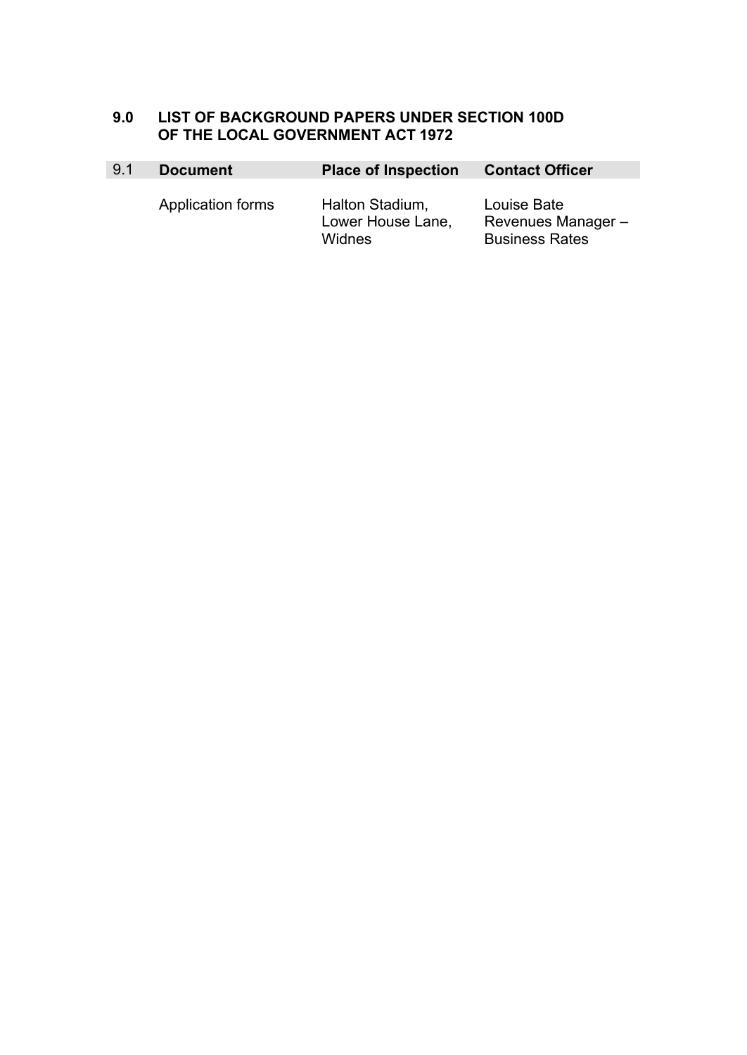## 9.0 LIST OF BACKGROUND PAPERS UNDER SECTION 100D OF THE LOCAL GOVERNMENT ACT 1972

| 9.1 | Document | Place of Inspection | Contact Officer |
|---|---|---|---|
| | Application forms | Halton Stadium, Lower House Lane, Widnes | Louise Bate Revenues Manager – Business Rates |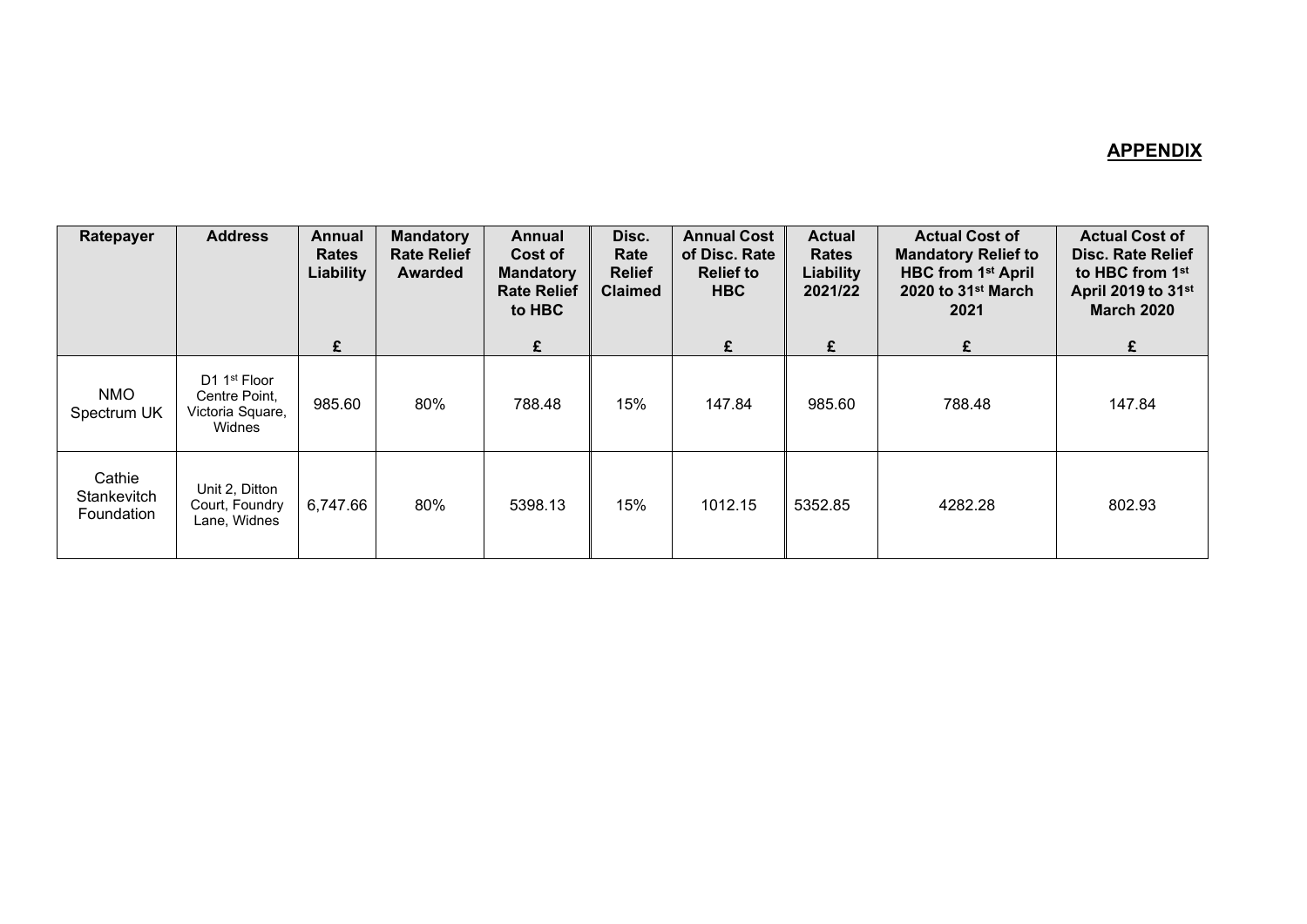## APPENDIX

| Ratepayer | Address | Annual Rates Liability<br>£ | Mandatory Rate Relief Awarded | Annual Cost of Mandatory Rate Relief to HBC<br>£ | Disc. Rate Relief Claimed | Annual Cost of Disc. Rate Relief to HBC<br>£ | Actual Rates Liability 2021/22<br>£ | Actual Cost of Mandatory Relief to HBC from 1st April 2020 to 31st March 2021<br>£ | Actual Cost of Disc. Rate Relief to HBC from 1st April 2019 to 31st March 2020<br>£ |
|---|---|---|---|---|---|---|---|---|---|
| NMO Spectrum UK | D1 1st Floor Centre Point, Victoria Square, Widnes | 985.60 | 80% | 788.48 | 15% | 147.84 | 985.60 | 788.48 | 147.84 |
| Cathie Stankevitch Foundation | Unit 2, Ditton Court, Foundry Lane, Widnes | 6,747.66 | 80% | 5398.13 | 15% | 1012.15 | 5352.85 | 4282.28 | 802.93 |